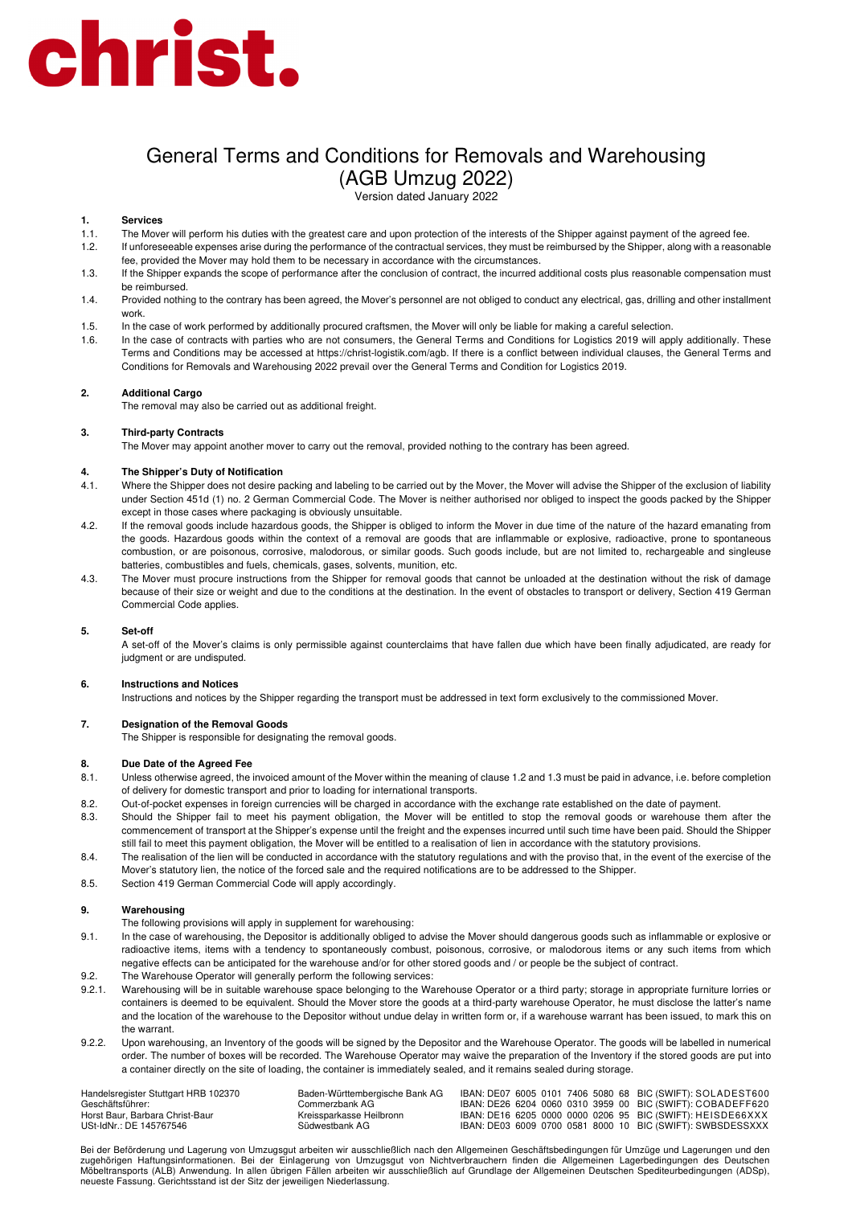# christ.

# General Terms and Conditions for Removals and Warehousing (AGB Umzug 2022)

Version dated January 2022

## 1. Services

1.1. The Mover will perform his duties with the greatest care and upon protection of the interests of the Shipper against payment of the agreed fee.

1.2. If unforeseeable expenses arise during the performance of the contractual services, they must be reimbursed by the Shipper, along with a reasonable fee, provided the Mover may hold them to be necessary in accordance with the circumstances.

1.3. If the Shipper expands the scope of performance after the conclusion of contract, the incurred additional costs plus reasonable compensation must be reimbursed.

1.4. Provided nothing to the contrary has been agreed, the Mover's personnel are not obliged to conduct any electrical, gas, drilling and other installment work.

1.5. In the case of work performed by additionally procured craftsmen, the Mover will only be liable for making a careful selection.

1.6. In the case of contracts with parties who are not consumers, the General Terms and Conditions for Logistics 2019 will apply additionally. These Terms and Conditions may be accessed at https://christ-logistik.com/agb. If there is a conflict between individual clauses, the General Terms and Conditions for Removals and Warehousing 2022 prevail over the General Terms and Condition for Logistics 2019.

## 2. Additional Cargo

The removal may also be carried out as additional freight.

## 3. Third-party Contracts

The Mover may appoint another mover to carry out the removal, provided nothing to the contrary has been agreed.

## 4. The Shipper's Duty of Notification

4.1. Where the Shipper does not desire packing and labeling to be carried out by the Mover, the Mover will advise the Shipper of the exclusion of liability under Section 451d (1) no. 2 German Commercial Code. The Mover is neither authorised nor obliged to inspect the goods packed by the Shipper except in those cases where packaging is obviously unsuitable.

4.2. If the removal goods include hazardous goods, the Shipper is obliged to inform the Mover in due time of the nature of the hazard emanating from the goods. Hazardous goods within the context of a removal are goods that are inflammable or explosive, radioactive, prone to spontaneous combustion, or are poisonous, corrosive, malodorous, or similar goods. Such goods include, but are not limited to, rechargeable and singleuse batteries, combustibles and fuels, chemicals, gases, solvents, munition, etc.

4.3. The Mover must procure instructions from the Shipper for removal goods that cannot be unloaded at the destination without the risk of damage because of their size or weight and due to the conditions at the destination. In the event of obstacles to transport or delivery, Section 419 German Commercial Code applies.

## 5. Set-off

A set-off of the Mover's claims is only permissible against counterclaims that have fallen due which have been finally adjudicated, are ready for judgment or are undisputed.

## 6. Instructions and Notices

Instructions and notices by the Shipper regarding the transport must be addressed in text form exclusively to the commissioned Mover.

## 7. Designation of the Removal Goods

The Shipper is responsible for designating the removal goods.

## 8. Due Date of the Agreed Fee

8.1. Unless otherwise agreed, the invoiced amount of the Mover within the meaning of clause 1.2 and 1.3 must be paid in advance, i.e. before completion of delivery for domestic transport and prior to loading for international transports.

8.2. Out-of-pocket expenses in foreign currencies will be charged in accordance with the exchange rate established on the date of payment.

8.3. Should the Shipper fail to meet his payment obligation, the Mover will be entitled to stop the removal goods or warehouse them after the commencement of transport at the Shipper's expense until the freight and the expenses incurred until such time have been paid. Should the Shipper still fail to meet this payment obligation, the Mover will be entitled to a realisation of lien in accordance with the statutory provisions.

8.4. The realisation of the lien will be conducted in accordance with the statutory regulations and with the proviso that, in the event of the exercise of the Mover's statutory lien, the notice of the forced sale and the required notifications are to be addressed to the Shipper.

8.5. Section 419 German Commercial Code will apply accordingly.

## 9. Warehousing

The following provisions will apply in supplement for warehousing:

9.1. In the case of warehousing, the Depositor is additionally obliged to advise the Mover should dangerous goods such as inflammable or explosive or radioactive items, items with a tendency to spontaneously combust, poisonous, corrosive, or malodorous items or any such items from which negative effects can be anticipated for the warehouse and/or for other stored goods and / or people be the subject of contract.

9.2. The Warehouse Operator will generally perform the following services:

9.2.1. Warehousing will be in suitable warehouse space belonging to the Warehouse Operator or a third party; storage in appropriate furniture lorries or containers is deemed to be equivalent. Should the Mover store the goods at a third-party warehouse Operator, he must disclose the latter's name and the location of the warehouse to the Depositor without undue delay in written form or, if a warehouse warrant has been issued, to mark this on the warrant.

9.2.2. Upon warehousing, an Inventory of the goods will be signed by the Depositor and the Warehouse Operator. The goods will be labelled in numerical order. The number of boxes will be recorded. The Warehouse Operator may waive the preparation of the Inventory if the stored goods are put into a container directly on the site of loading, the container is immediately sealed, and it remains sealed during storage.

---

| | | |
|---|---|---|
| Handelsregister Stuttgart HRB 102370 | Baden-Württembergische Bank AG | IBAN: DE07 6005 0101 7406 5080 68 BIC (SWIFT): SOLADEST600 |
| Geschäftsführer: | Commerzbank AG | IBAN: DE26 6204 0060 0310 3959 00 BIC (SWIFT): COBADEFF620 |
| Horst Baur, Barbara Christ-Baur | Kreissparkasse Heilbronn | IBAN: DE16 6205 0000 0000 0206 95 BIC (SWIFT): HEISDE66XXX |
| USt-IdNr.: DE 145767546 | Südwestbank AG | IBAN: DE03 6009 0700 0581 8000 10 BIC (SWIFT): SWBSDESSXXX |

Bei der Beförderung und Lagerung von Umzugsgut arbeiten wir ausschließlich nach den Allgemeinen Geschäftsbedingungen für Umzüge und Lagerungen und den zugehörigen Haftungsinformationen. Bei der Einlagerung von Umzugsgut von Nichtverbrauchern finden die Allgemeinen Lagerbedingungen des Deutschen Möbeltransports (ALB) Anwendung. In allen übrigen Fällen arbeiten wir ausschließlich auf Grundlage der Allgemeinen Deutschen Spediteurbedingungen (ADSp), neueste Fassung. Gerichtsstand ist der Sitz der jeweiligen Niederlassung.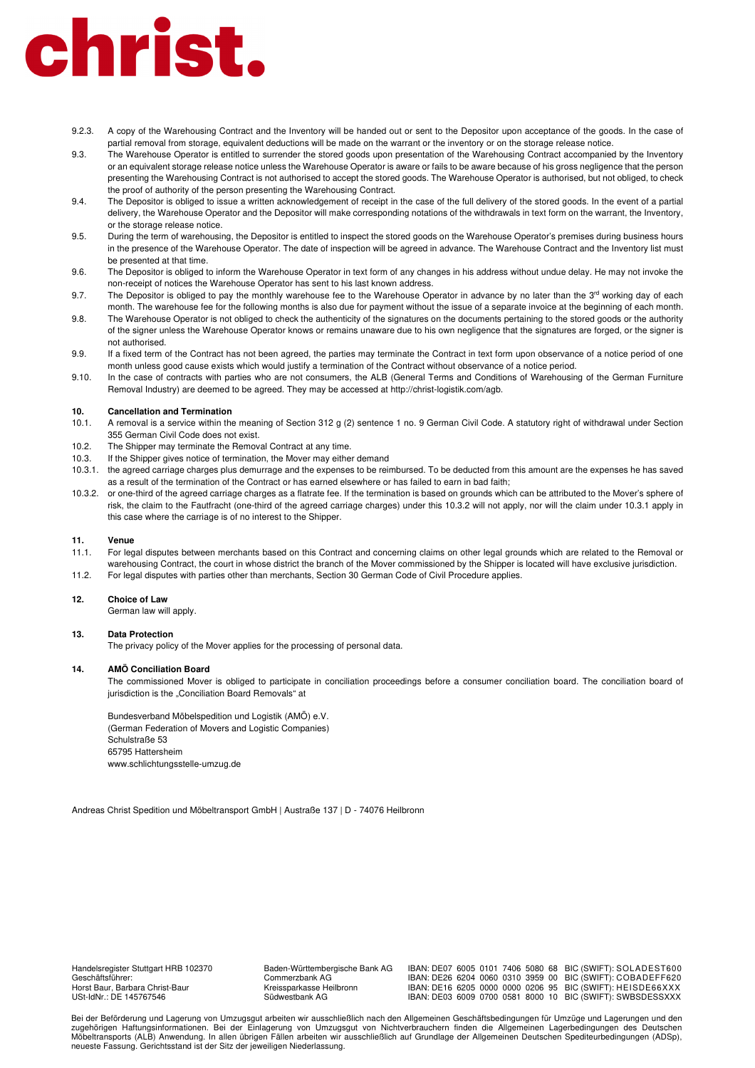9.2.3. A copy of the Warehousing Contract and the Inventory will be handed out or sent to the Depositor upon acceptance of the goods. In the case of partial removal from storage, equivalent deductions will be made on the warrant or the inventory or on the storage release notice.

9.3. The Warehouse Operator is entitled to surrender the stored goods upon presentation of the Warehousing Contract accompanied by the Inventory or an equivalent storage release notice unless the Warehouse Operator is aware or fails to be aware because of his gross negligence that the person presenting the Warehousing Contract is not authorised to accept the stored goods. The Warehouse Operator is authorised, but not obliged, to check the proof of authority of the person presenting the Warehousing Contract.

9.4. The Depositor is obliged to issue a written acknowledgement of receipt in the case of the full delivery of the stored goods. In the event of a partial delivery, the Warehouse Operator and the Depositor will make corresponding notations of the withdrawals in text form on the warrant, the Inventory, or the storage release notice.

9.5. During the term of warehousing, the Depositor is entitled to inspect the stored goods on the Warehouse Operator's premises during business hours in the presence of the Warehouse Operator. The date of inspection will be agreed in advance. The Warehouse Contract and the Inventory list must be presented at that time.

9.6. The Depositor is obliged to inform the Warehouse Operator in text form of any changes in his address without undue delay. He may not invoke the non-receipt of notices the Warehouse Operator has sent to his last known address.

9.7. The Depositor is obliged to pay the monthly warehouse fee to the Warehouse Operator in advance by no later than the 3rd working day of each month. The warehouse fee for the following months is also due for payment without the issue of a separate invoice at the beginning of each month.

9.8. The Warehouse Operator is not obliged to check the authenticity of the signatures on the documents pertaining to the stored goods or the authority of the signer unless the Warehouse Operator knows or remains unaware due to his own negligence that the signatures are forged, or the signer is not authorised.

9.9. If a fixed term of the Contract has not been agreed, the parties may terminate the Contract in text form upon observance of a notice period of one month unless good cause exists which would justify a termination of the Contract without observance of a notice period.

9.10. In the case of contracts with parties who are not consumers, the ALB (General Terms and Conditions of Warehousing of the German Furniture Removal Industry) are deemed to be agreed. They may be accessed at http://christ-logistik.com/agb.

## 10. Cancellation and Termination

10.1. A removal is a service within the meaning of Section 312 g (2) sentence 1 no. 9 German Civil Code. A statutory right of withdrawal under Section 355 German Civil Code does not exist.

10.2. The Shipper may terminate the Removal Contract at any time.

10.3. If the Shipper gives notice of termination, the Mover may either demand

10.3.1. the agreed carriage charges plus demurrage and the expenses to be reimbursed. To be deducted from this amount are the expenses he has saved as a result of the termination of the Contract or has earned elsewhere or has failed to earn in bad faith;

10.3.2. or one-third of the agreed carriage charges as a flatrate fee. If the termination is based on grounds which can be attributed to the Mover's sphere of risk, the claim to the Fautfracht (one-third of the agreed carriage charges) under this 10.3.2 will not apply, nor will the claim under 10.3.1 apply in this case where the carriage is of no interest to the Shipper.

## 11. Venue

11.1. For legal disputes between merchants based on this Contract and concerning claims on other legal grounds which are related to the Removal or warehousing Contract, the court in whose district the branch of the Mover commissioned by the Shipper is located will have exclusive jurisdiction.

11.2. For legal disputes with parties other than merchants, Section 30 German Code of Civil Procedure applies.

## 12. Choice of Law

German law will apply.

## 13. Data Protection

The privacy policy of the Mover applies for the processing of personal data.

## 14. AMÖ Conciliation Board

The commissioned Mover is obliged to participate in conciliation proceedings before a consumer conciliation board. The conciliation board of jurisdiction is the „Conciliation Board Removals" at

Bundesverband Möbelspedition und Logistik (AMÖ) e.V.
(German Federation of Movers and Logistic Companies)
Schulstraße 53
65795 Hattersheim
www.schlichtungsstelle-umzug.de

Andreas Christ Spedition und Möbeltransport GmbH | Austraße 137 | D - 74076 Heilbronn

Handelsregister Stuttgart HRB 102370
Geschäftsführer:
Horst Baur, Barbara Christ-Baur
USt-IdNr.: DE 145767546

| | | |
|---|---|---|
| Baden-Württembergische Bank AG | IBAN: DE07 6005 0101 7406 5080 68 | BIC (SWIFT): SOLADEST600 |
| Commerzbank AG | IBAN: DE26 6204 0060 0310 3959 00 | BIC (SWIFT): COBADEFF620 |
| Kreissparkasse Heilbronn | IBAN: DE16 6205 0000 0000 0206 95 | BIC (SWIFT): HEISDE66XXX |
| Südwestbank AG | IBAN: DE03 6009 0700 0581 8000 10 | BIC (SWIFT): SWBSDESSXXX |

Bei der Beförderung und Lagerung von Umzugsgut arbeiten wir ausschließlich nach den Allgemeinen Geschäftsbedingungen für Umzüge und Lagerungen und den zugehörigen Haftungsinformationen. Bei der Einlagerung von Umzugsgut von Nichtverbrauchern finden die Allgemeinen Lagerbedingungen des Deutschen Möbeltransports (ALB) Anwendung. In allen übrigen Fällen arbeiten wir ausschließlich auf Grundlage der Allgemeinen Deutschen Spediteurbedingungen (ADSp), neueste Fassung. Gerichtsstand ist der Sitz der jeweiligen Niederlassung.